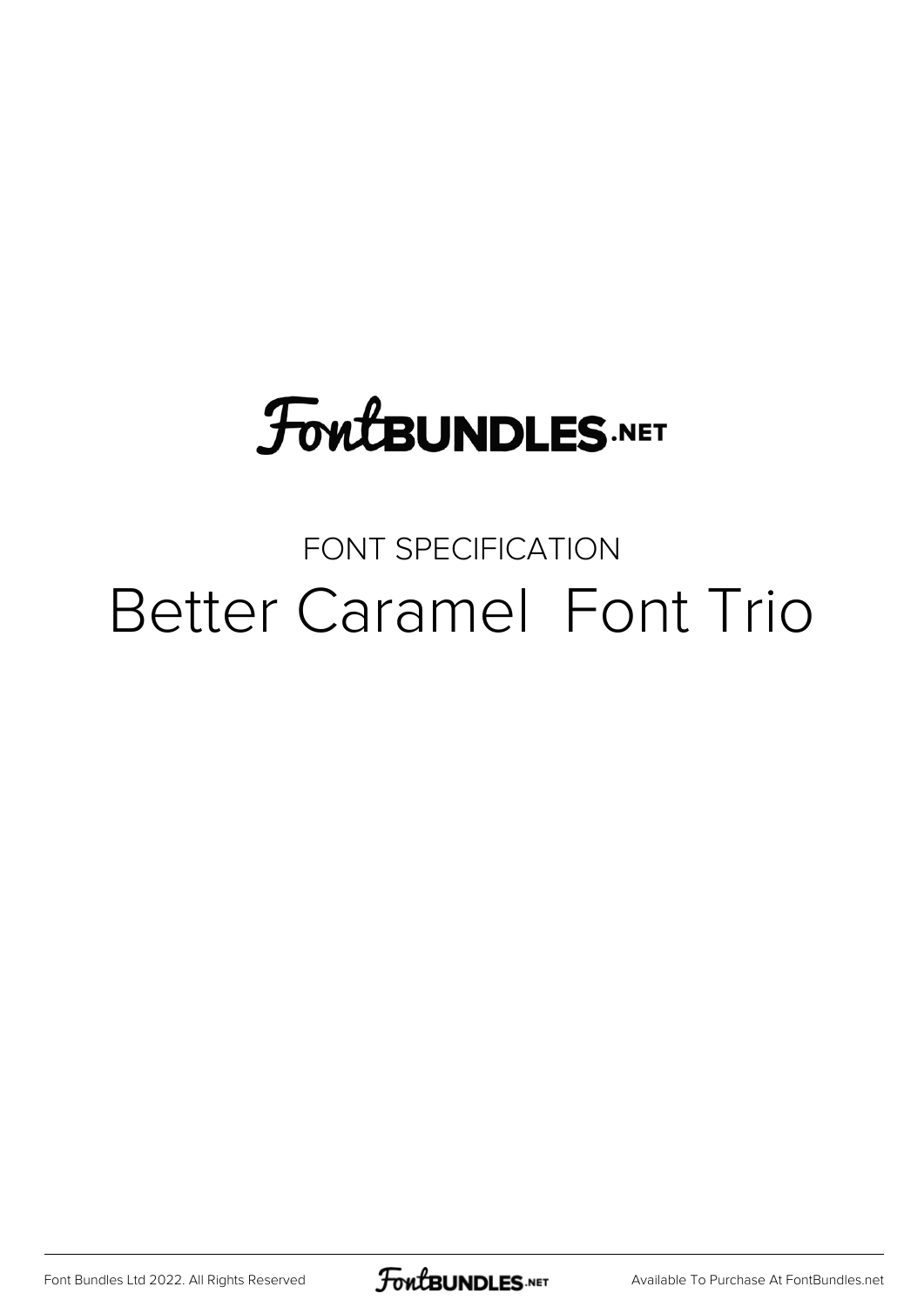FontBundles.NET

FONT SPECIFICATION

# Better Caramel  Font Trio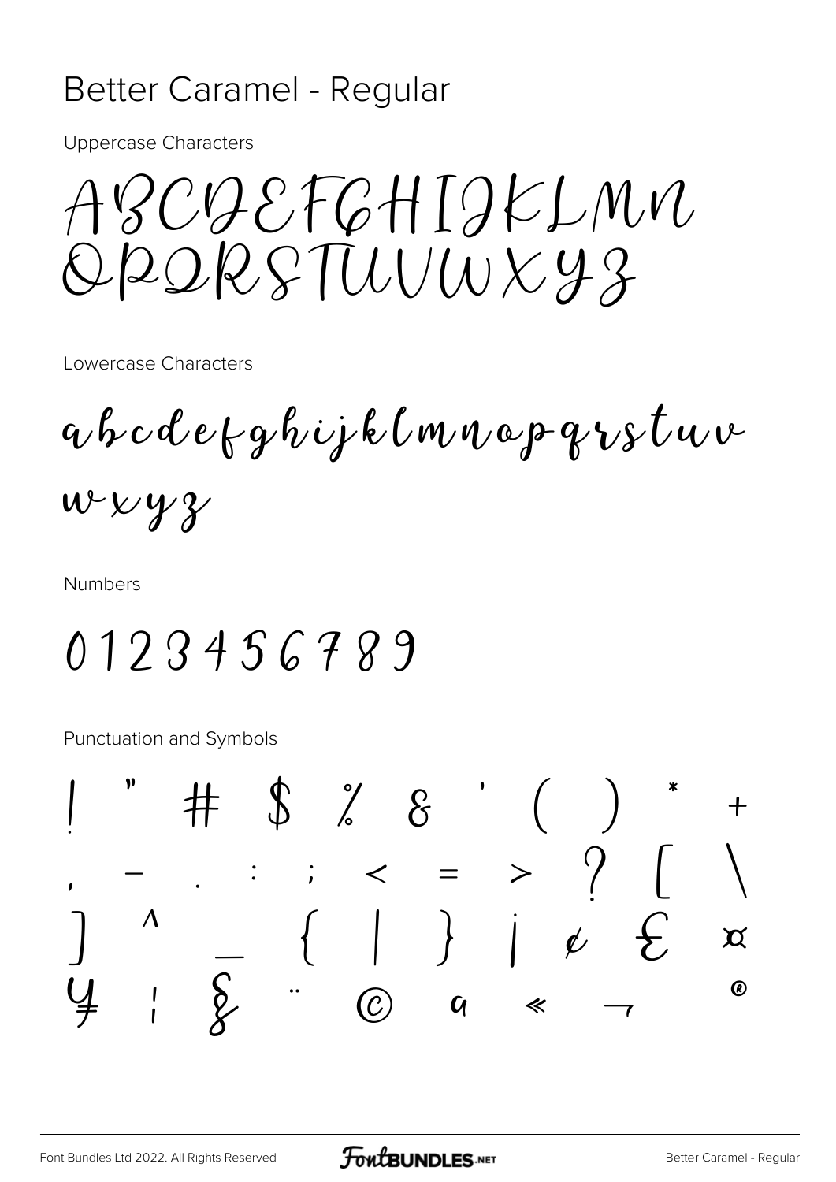# Better Caramel - Regular

Uppercase Characters

ABCDEFGHIJKLMN
OPQRSTUVWXYZ

Lowercase Characters

abcdefghijklmnopqrstuv
wxyz

Numbers

0123456789

Punctuation and Symbols

! " # $ % & ' ( ) * +
, - . : ; < = > ? [ \
] ^ _ { | } ¡ ¢ £ ¤
¥ ¦ § ¨ © ª « ¬ ®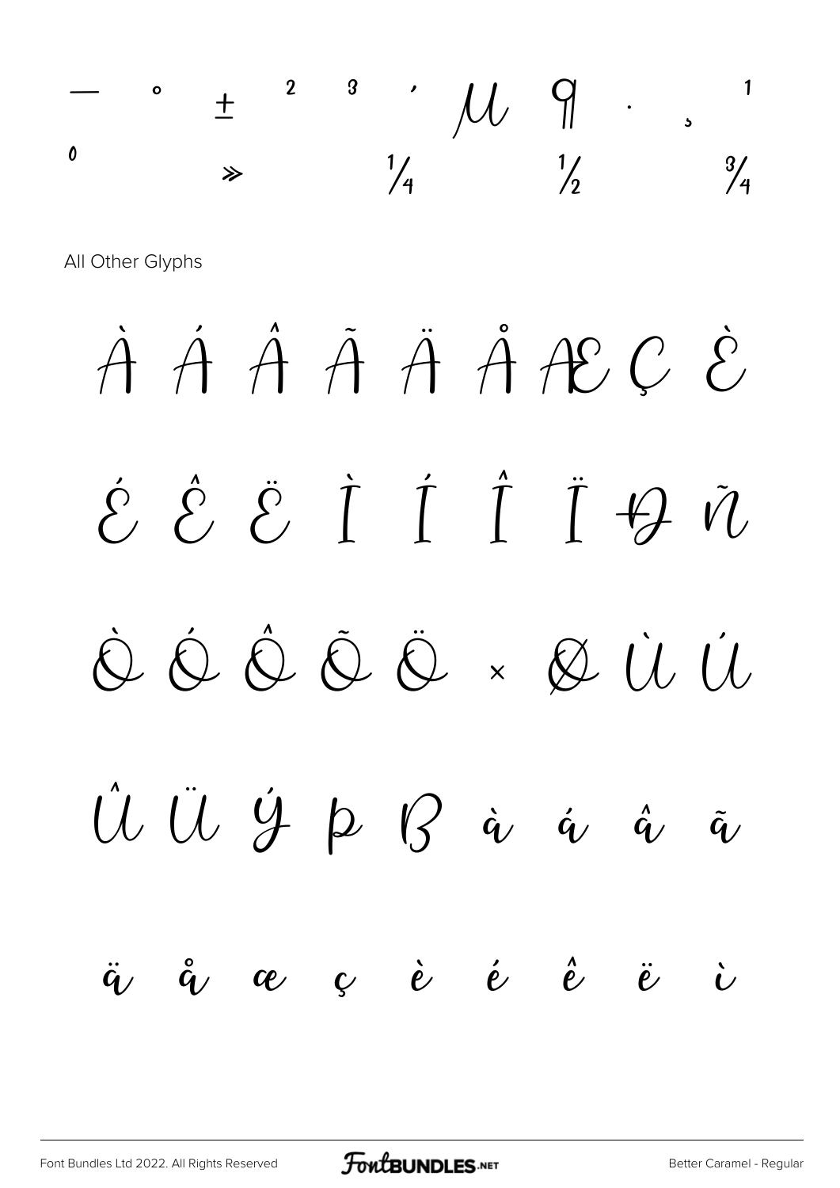— ° ± ² ³ ´ µ ¶ · ¸ ¹

º » ¼ ½ ¾

All Other Glyphs

À Á Â Ã Ä Å Æ Ç È

É Ê Ë Ì Í Î Ï Ð Ñ

Ò Ó Ô Õ Ö × Ø Ù Ú

Û Ü Ý Þ ß à á â ã

ä å æ ç è é ê ë ì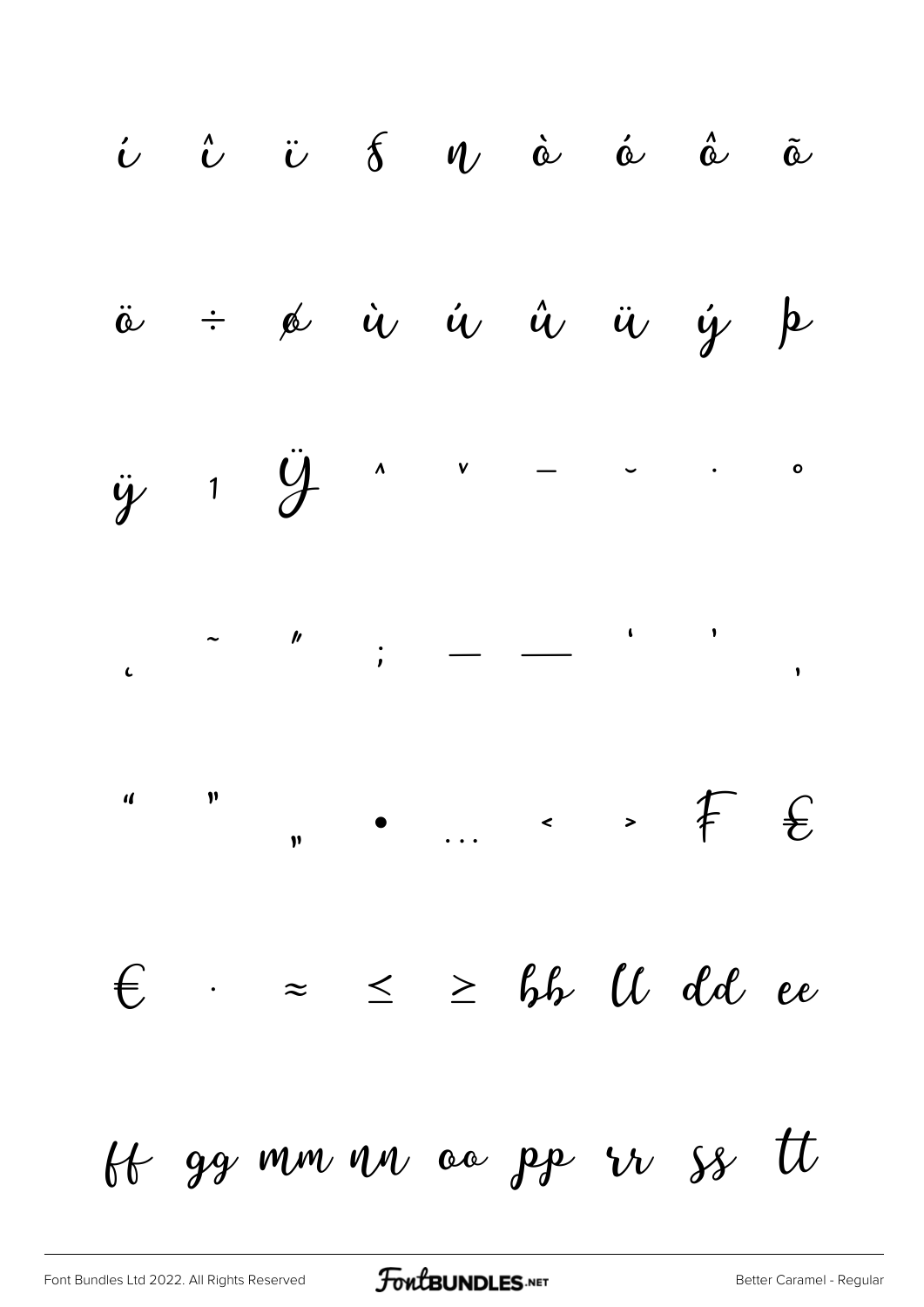í î ï ƒ ŋ ò ó ô õ

ö ÷ ø ù ú û ü ý þ

ÿ ı Ÿ ˆ ˇ ¯ ˘ ˙ ˚

¸ ˜ ˝ ; – — ' ' ‚

" " „ • … ‹ › ₣ ₤

€ · ≈ ≤ ≥ bb ll dd ee

ff gg mm nn oo pp rr ss tt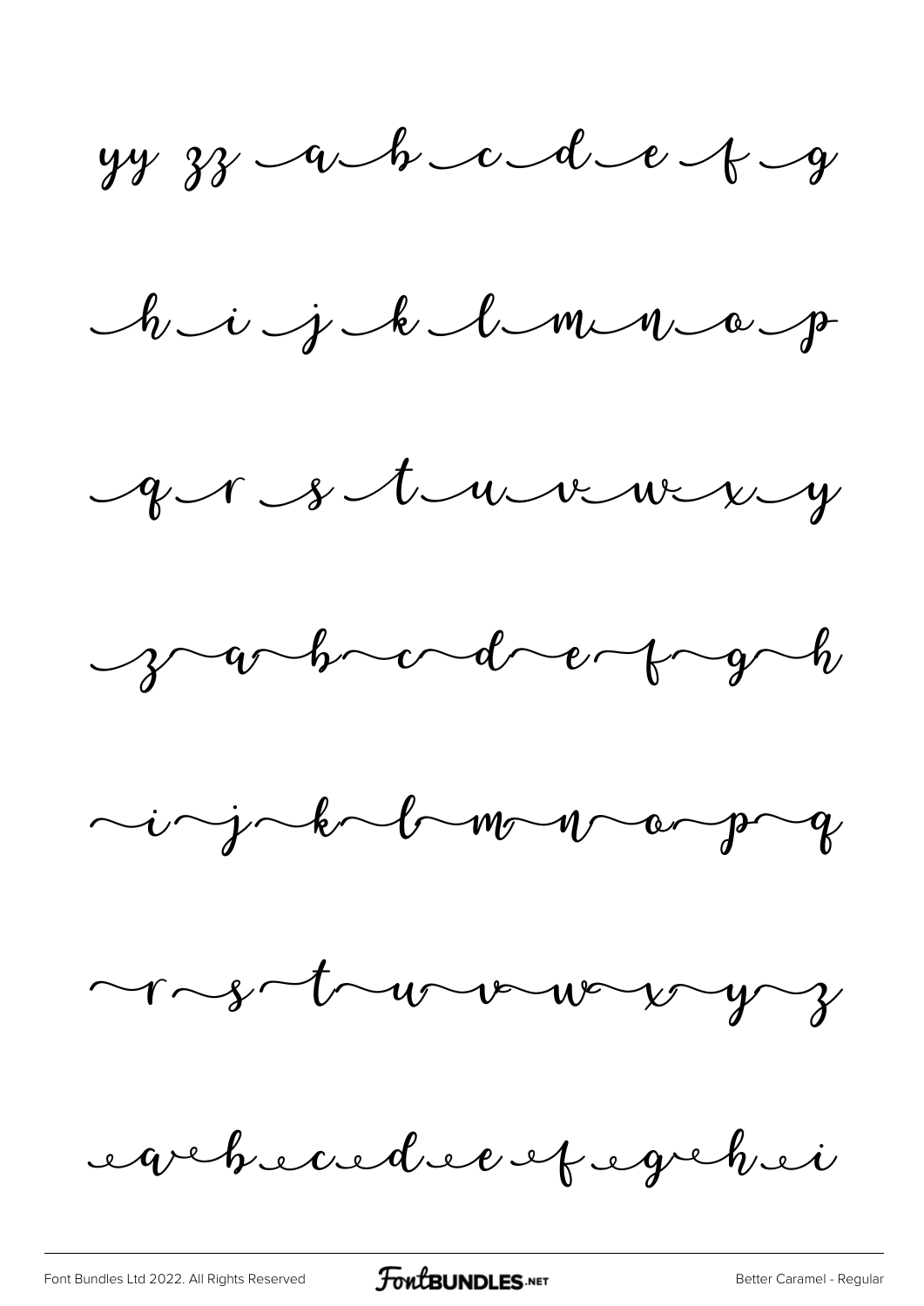yy zz a b c d e f g

h i j k l m n o p

q r s t u v w x y

z a b c d e f g h

i j k l m n o p q

r s t u v w x y z

a b c d e f g h i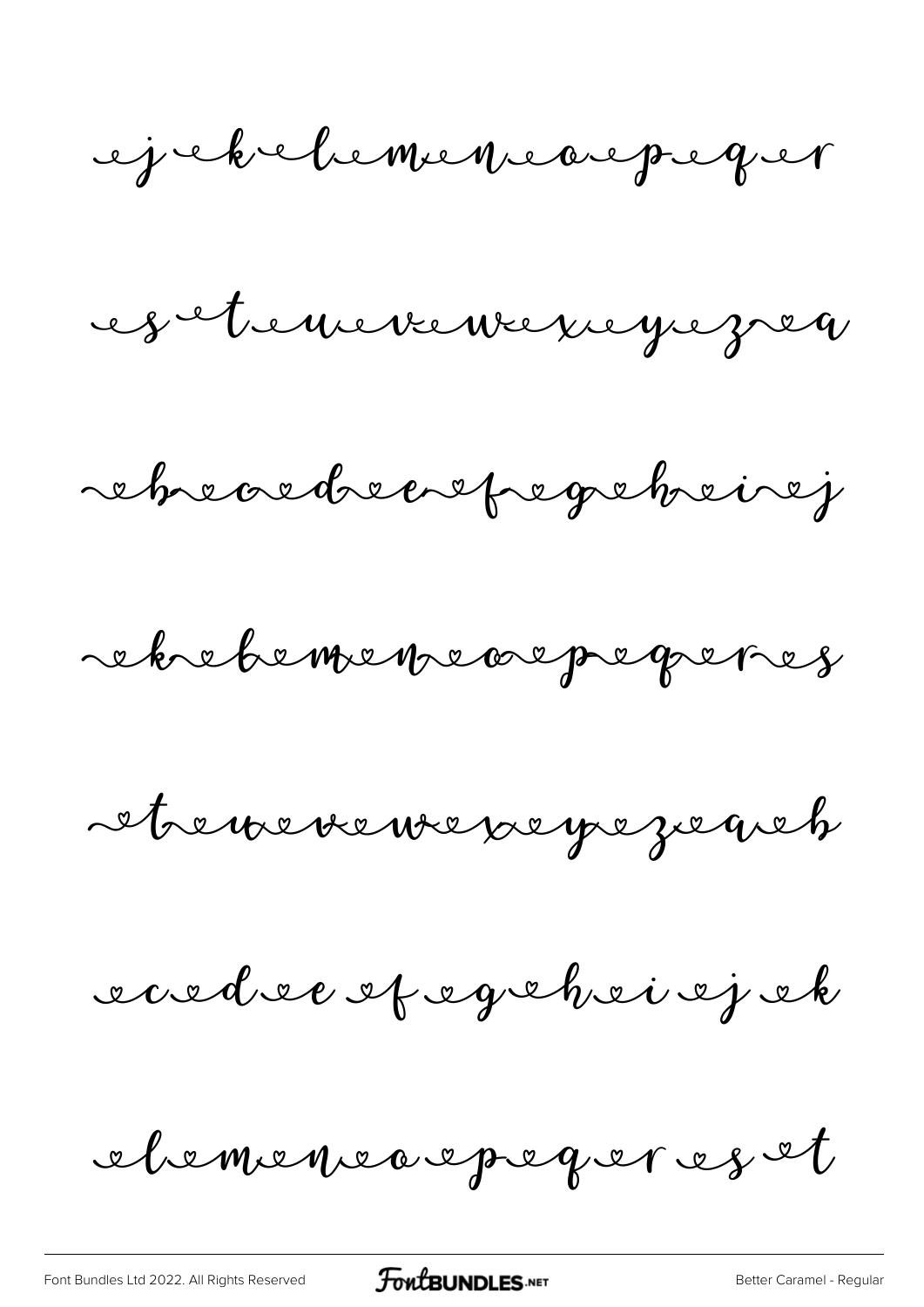ej k l m n o p q r

s t u v w x y z a

b c d e f g h i j

k l m n o p q r s

t u v w x y z a b

c d e f g h i j k

l m n o p q r s t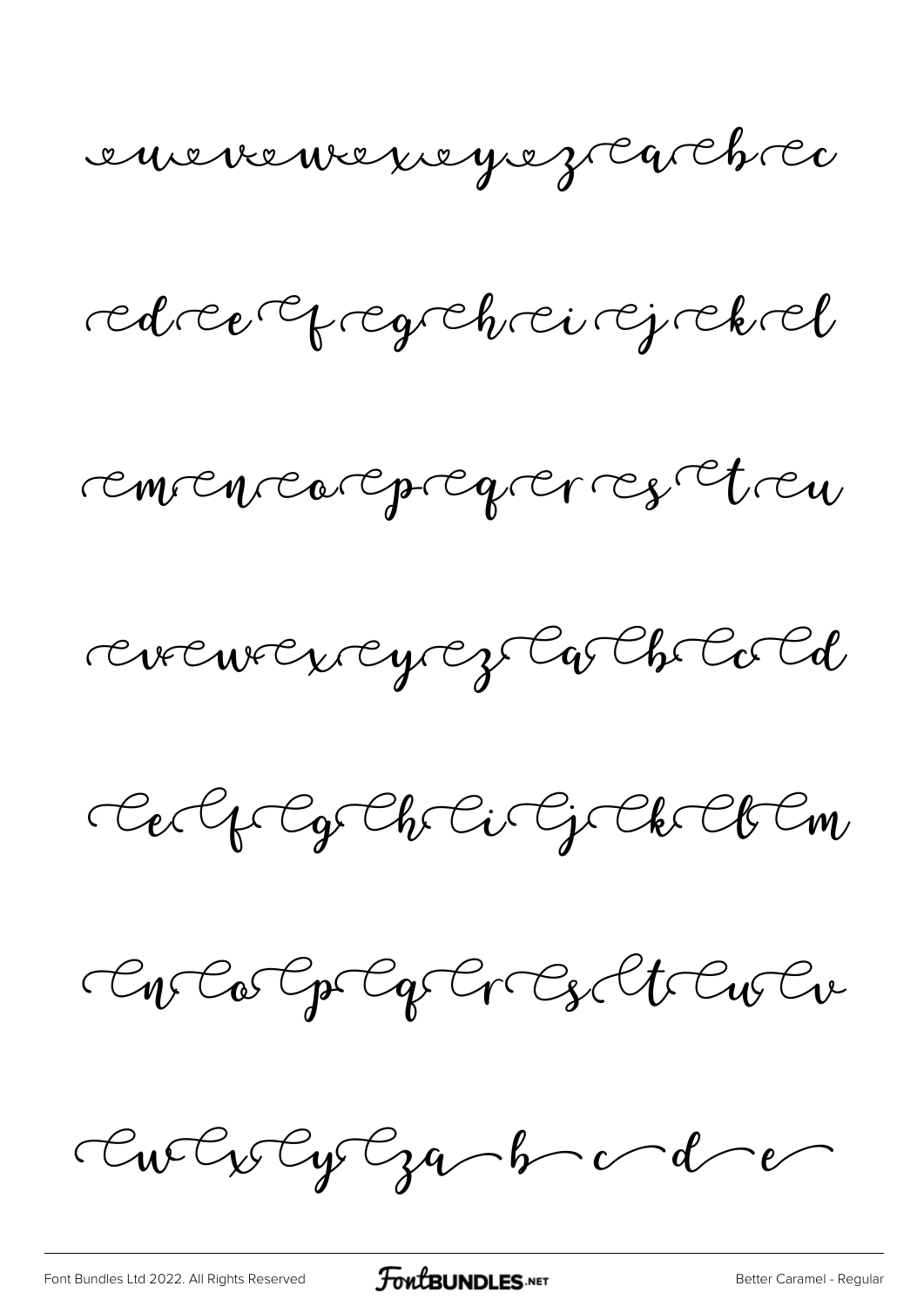u v w x y z a b c

d e f g h i j k l

m n o p q r s t u

v w x y z a b c d

e f g h i j k l m

n o p q r s t u v

w x y z a b c d e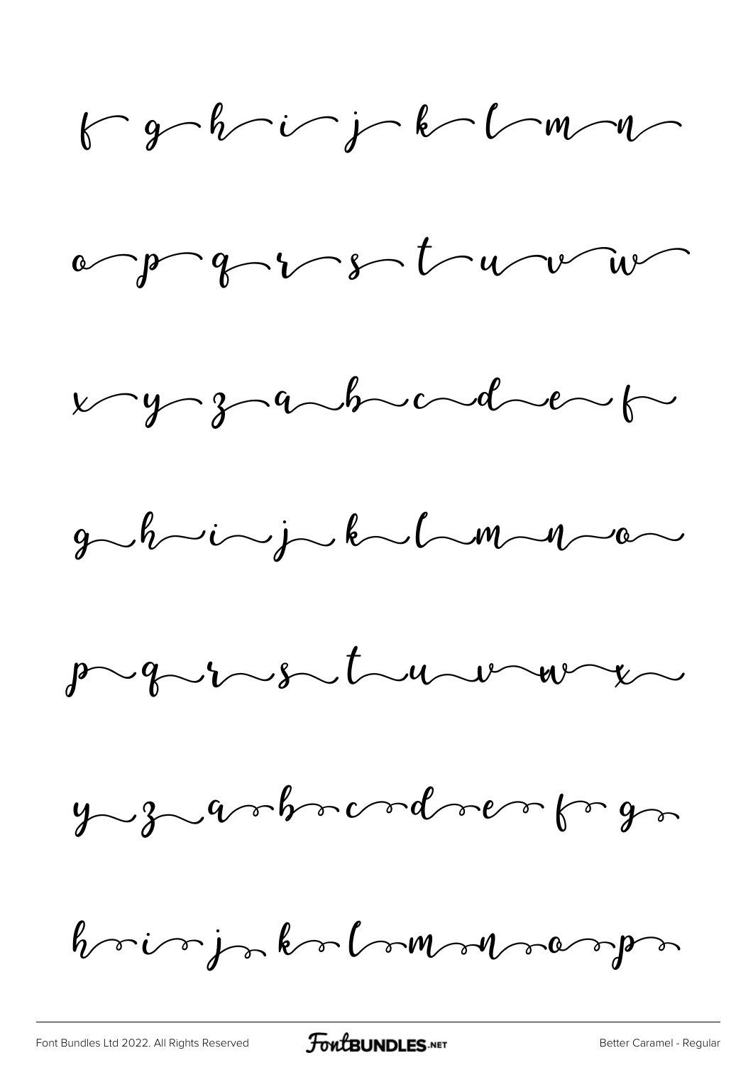f g h i j k l m n

o p q r s t u v w

x y z a b c d e f

g h i j k l m n o

p q r s t u v w x

y z a b c d e f g

h i j k l m n o p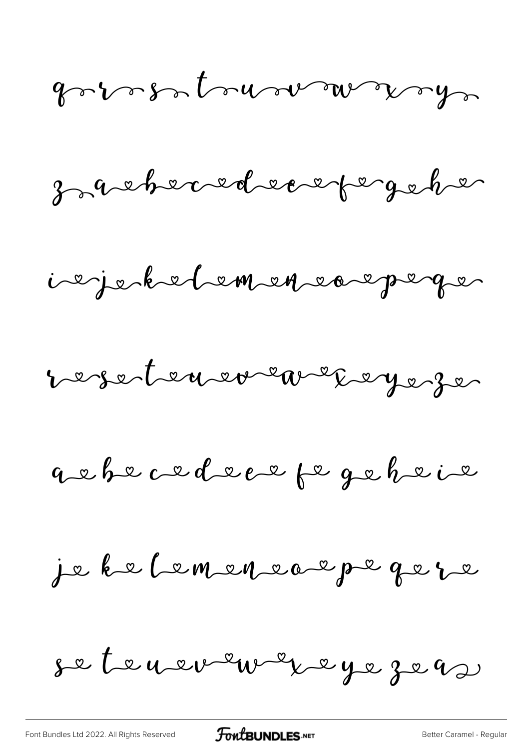q r s t u v w x y

z a b c d e f g h

i j k l m n o p q

r s t u v w x y z

a b c d e f g h i

j k l m n o p q r

s t u v w x y z a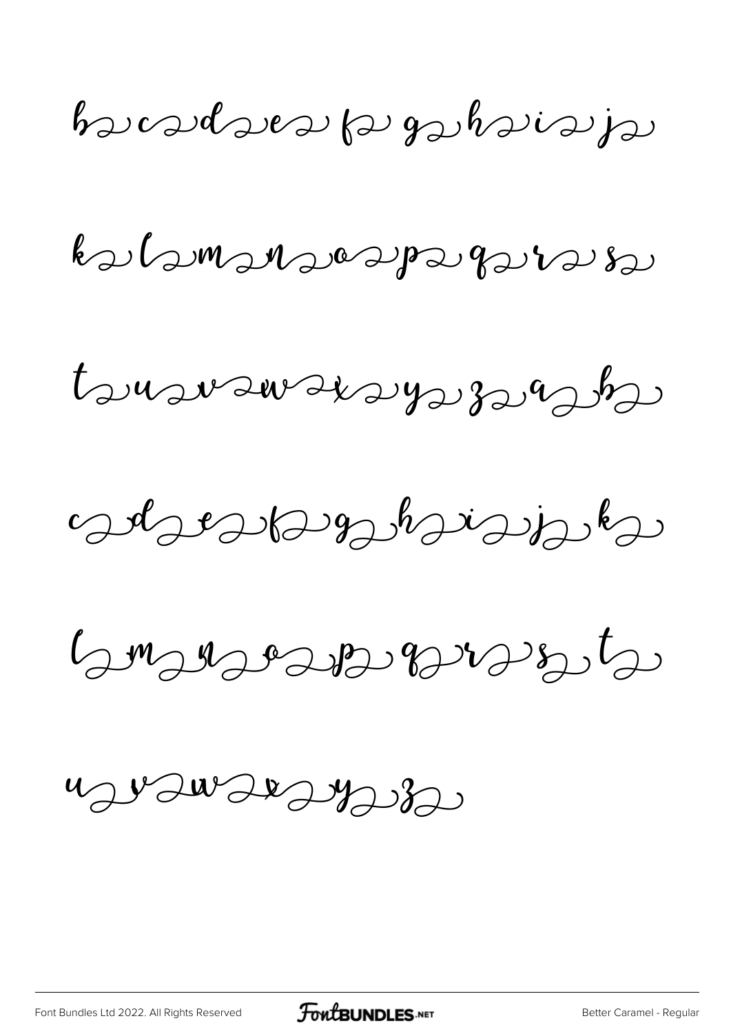b c d e f g h i j

k l m n o p q r s

t u v w x y z a b

c d e f g h i j k

l m n o p q r s t

u v w x y z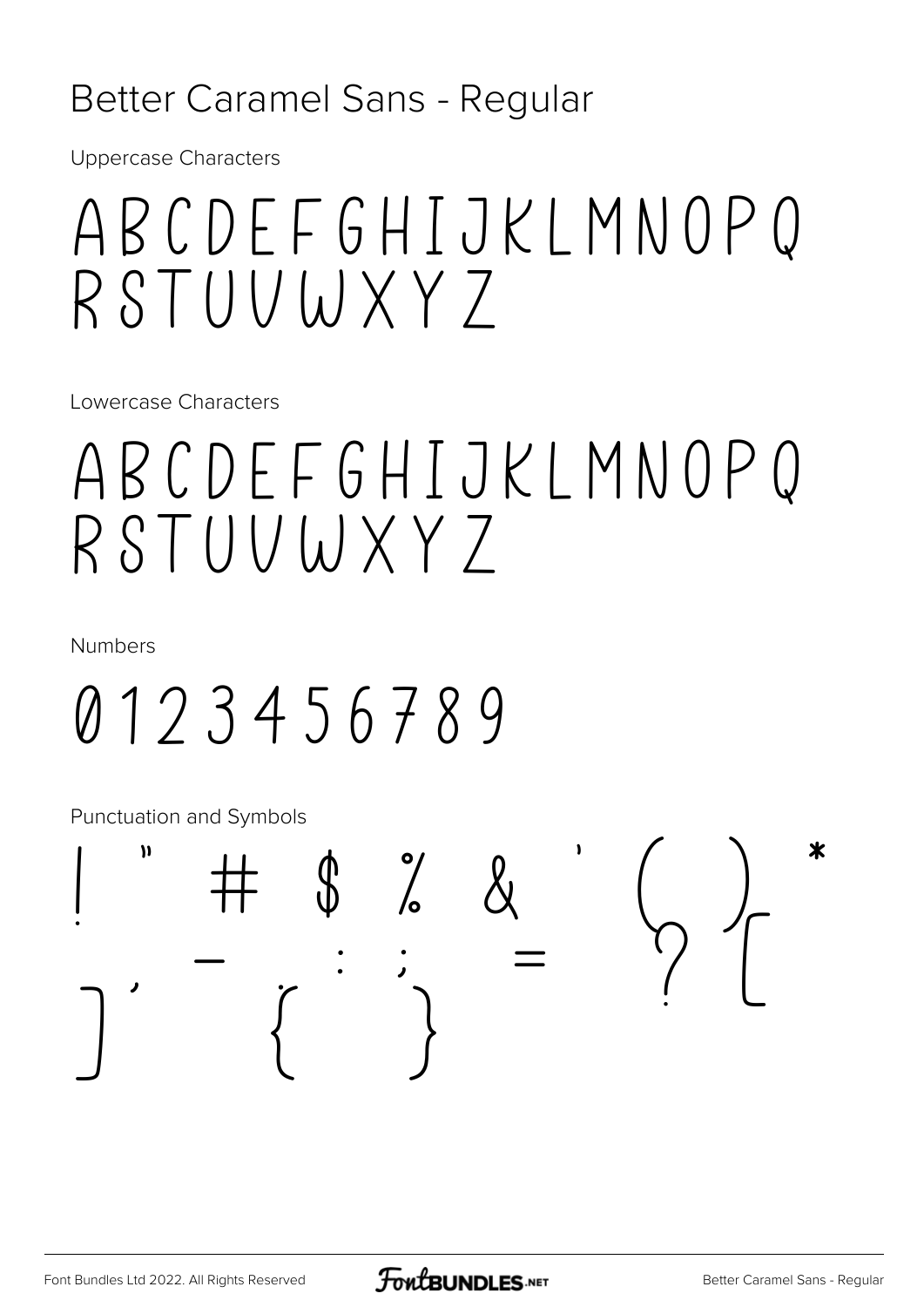# Better Caramel Sans - Regular

Uppercase Characters

ABCDEFGHIJKLMNOPQ
RSTUVWXYZ

Lowercase Characters

ABCDEFGHIJKLMNOPQ
RSTUVWXYZ

Numbers

0123456789

Punctuation and Symbols

! " # $ % & ' ( ) *
, - . : ; = ? [
] ` { }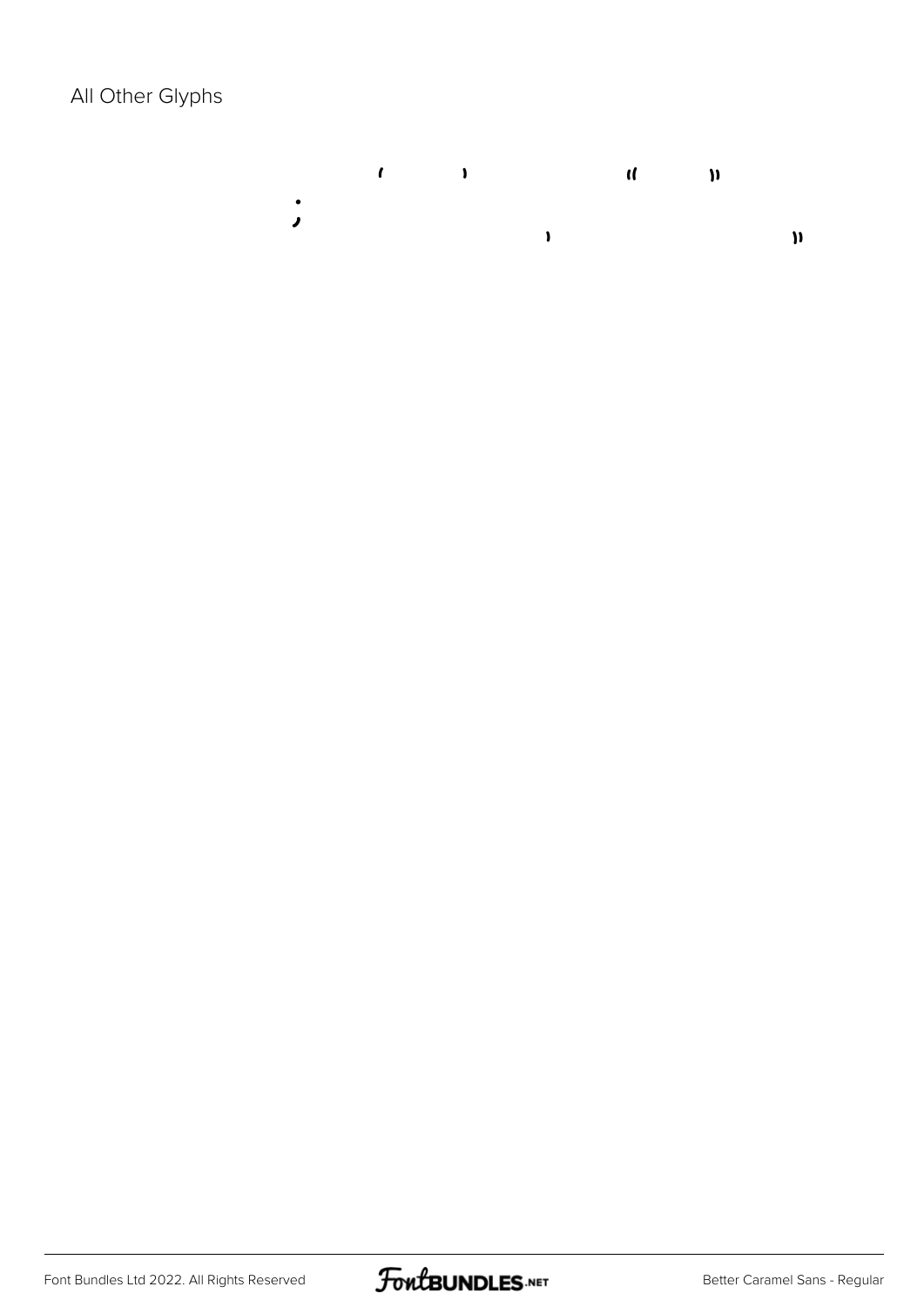All Other Glyphs

‘ ’ “ ”

; ‚ „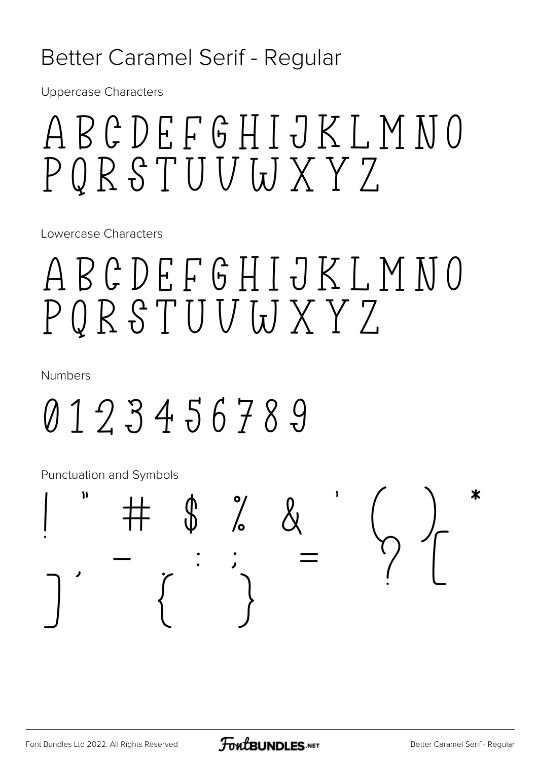# Better Caramel Serif - Regular

Uppercase Characters

ABCDEFGHIJKLMNO
PQRSTUVWXYZ

Lowercase Characters

ABCDEFGHIJKLMNO
PQRSTUVWXYZ

Numbers

0123456789

Punctuation and Symbols

! " # $ % & ' ( ) *
, - : ; = ? [
] ` { }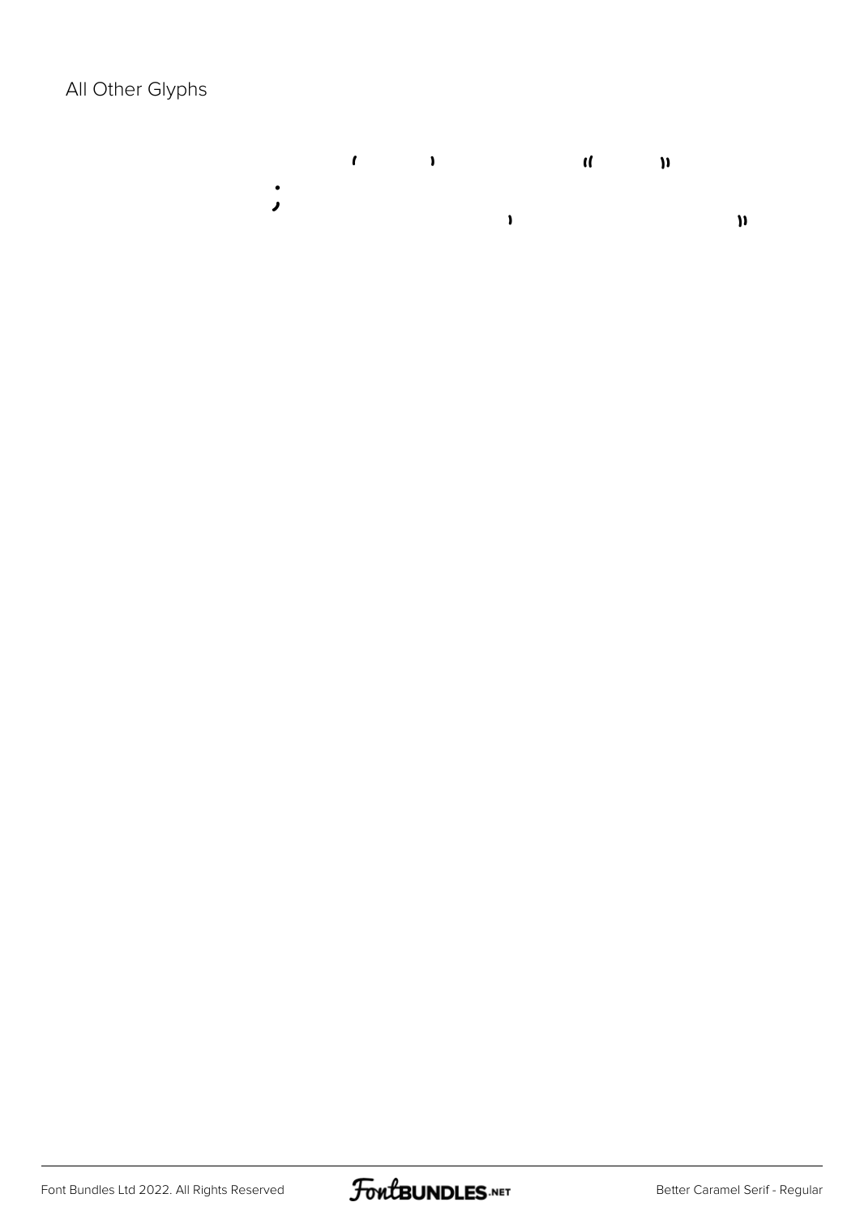All Other Glyphs

‘ ’ “ ”

;

‚ „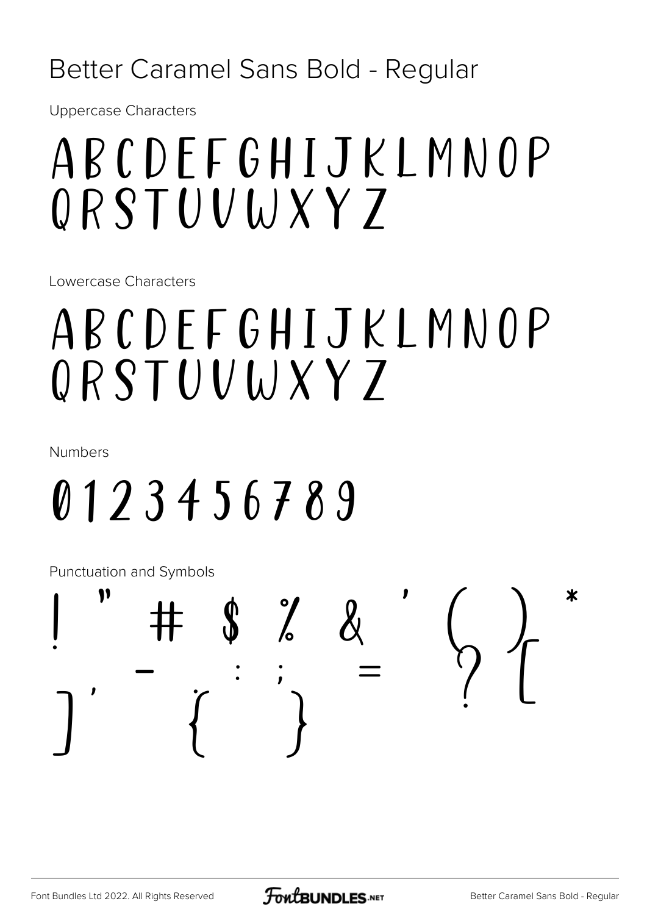# Better Caramel Sans Bold - Regular

Uppercase Characters

ABCDEFGHIJKLMNOP
QRSTUVWXYZ

Lowercase Characters

ABCDEFGHIJKLMNOP
QRSTUVWXYZ

Numbers

0123456789

Punctuation and Symbols

! " # $ % & ' ( ) *
- : ; = ? [
] ' { }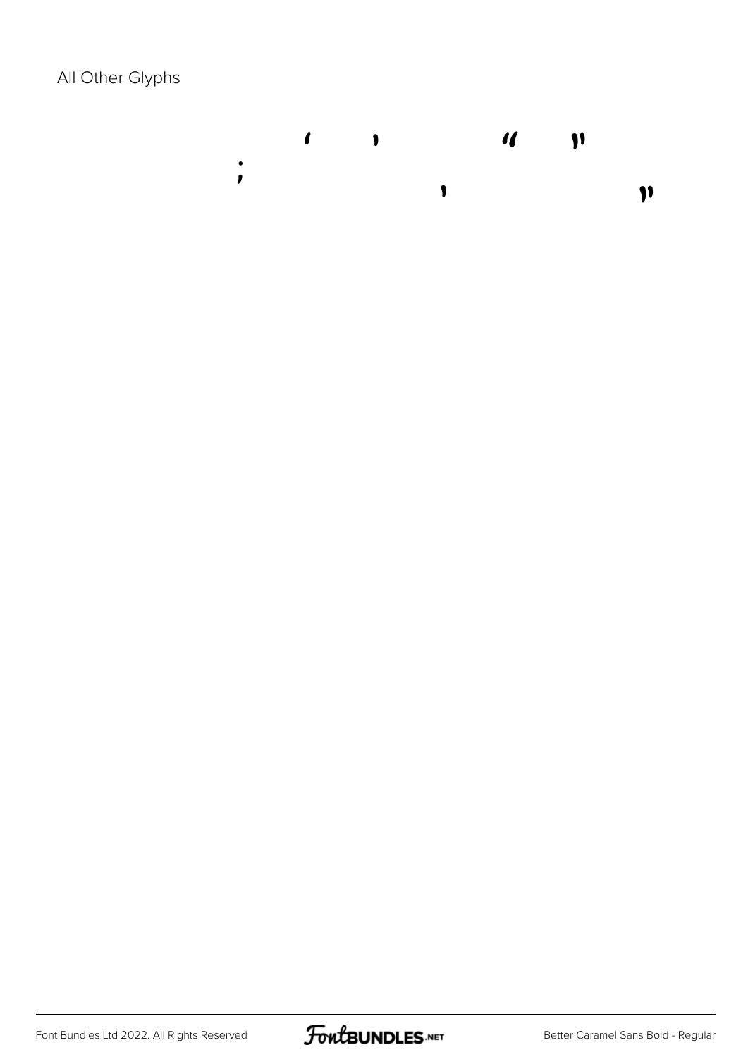All Other Glyphs

' ' " "
; ‚ „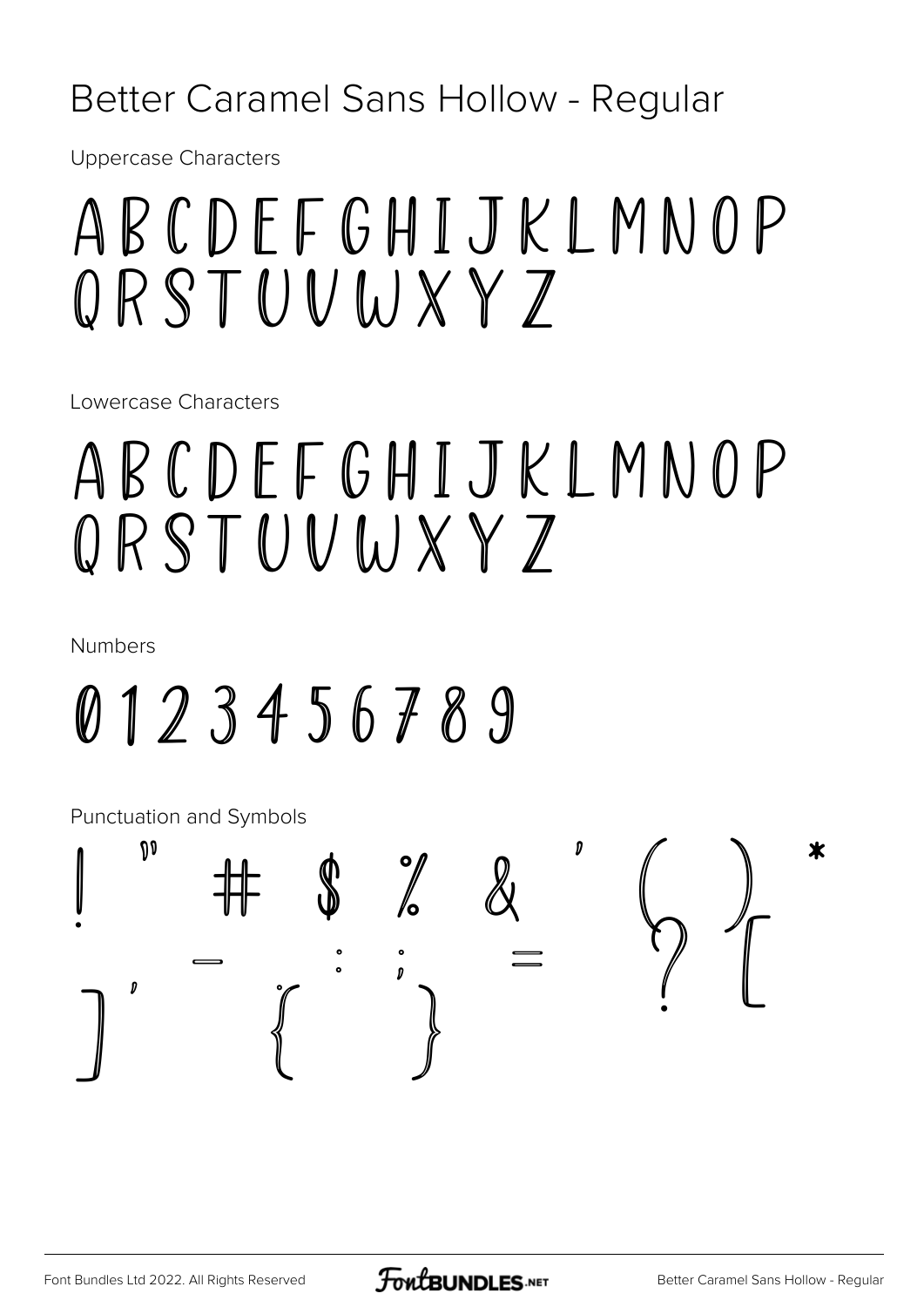# Better Caramel Sans Hollow - Regular

Uppercase Characters

ABCDEFGHIJKLMNOP
QRSTUVWXYZ

Lowercase Characters

ABCDEFGHIJKLMNOP
QRSTUVWXYZ

Numbers

0123456789

Punctuation and Symbols

! " # $ % & ' ( ) * - : ; = ? [
] ' { }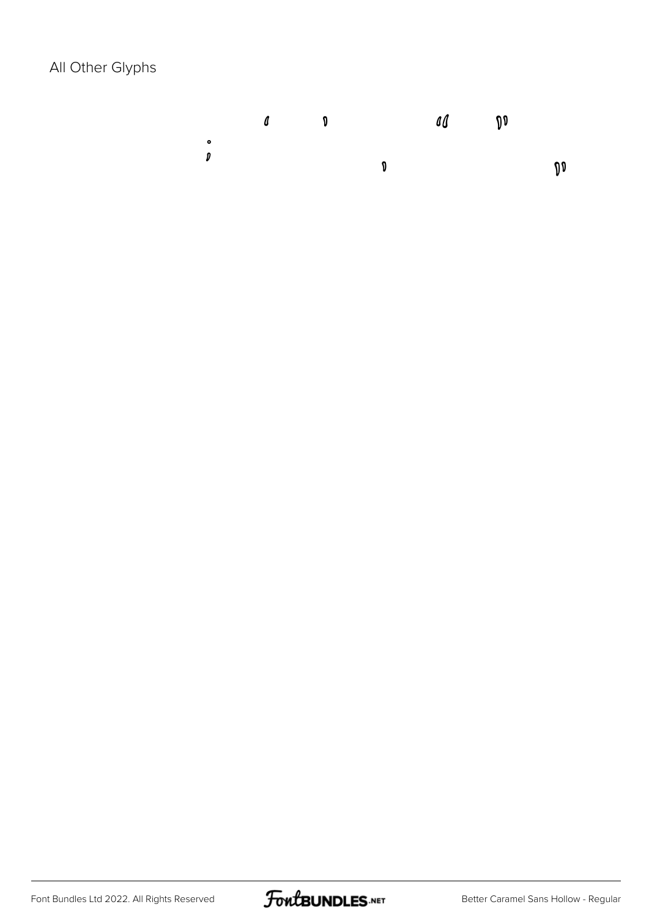All Other Glyphs

‘ ’ “ ”

; ’ ”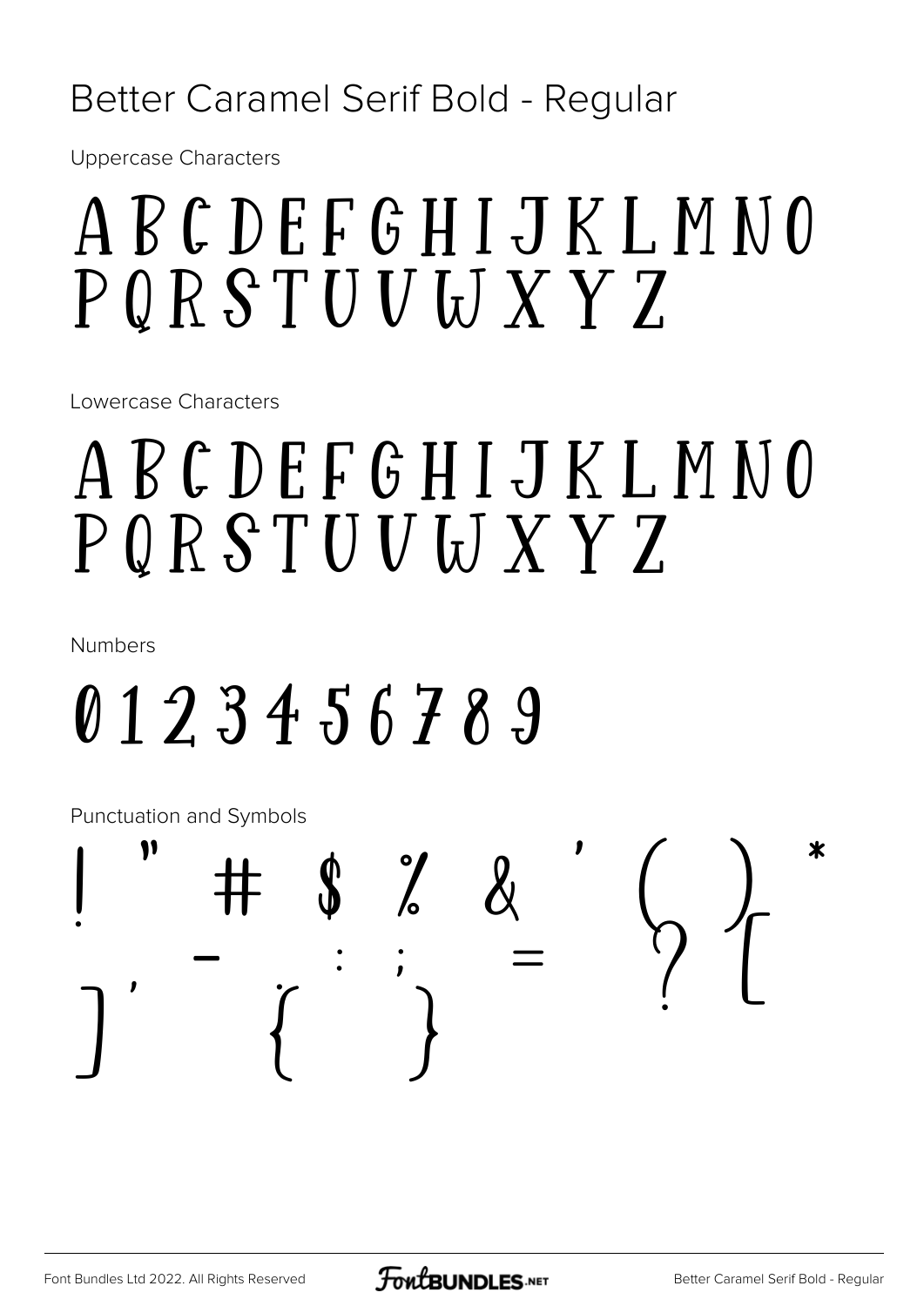# Better Caramel Serif Bold - Regular

Uppercase Characters

ABCDEFGHIJKLMNO
PQRSTUVWXYZ

Lowercase Characters

ABCDEFGHIJKLMNO
PQRSTUVWXYZ

Numbers

0123456789

Punctuation and Symbols

! " # $ % & ' ( ) *
, - . : ; = ? [
] ' { }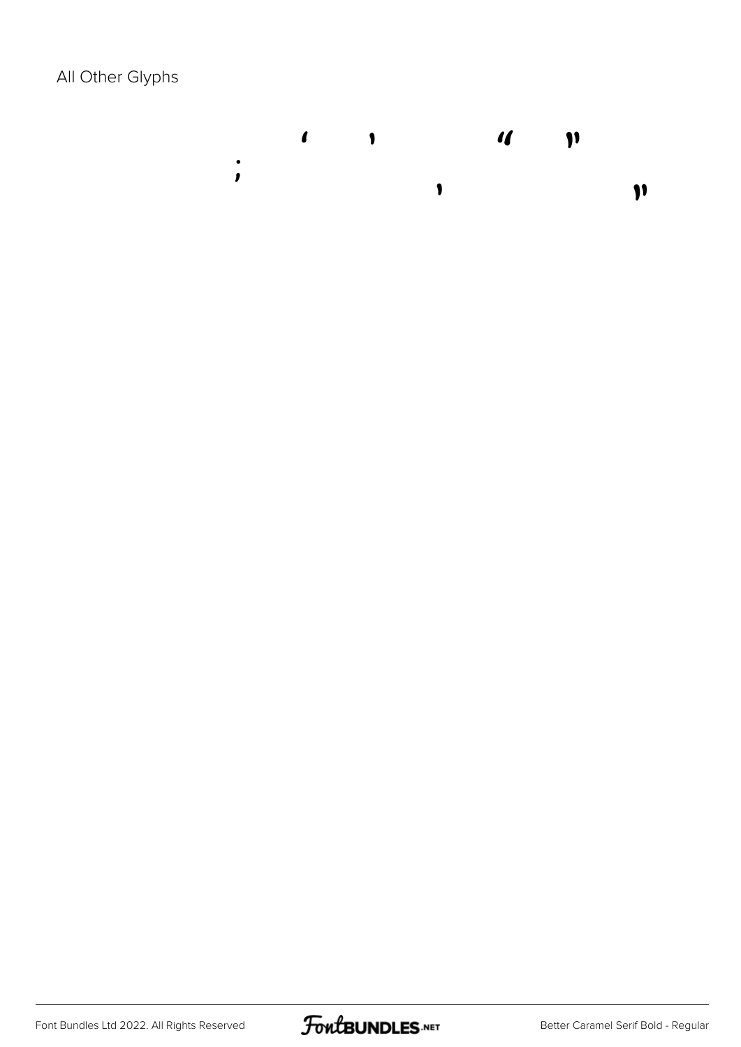All Other Glyphs

‘ ’ “ ”
; ‚ „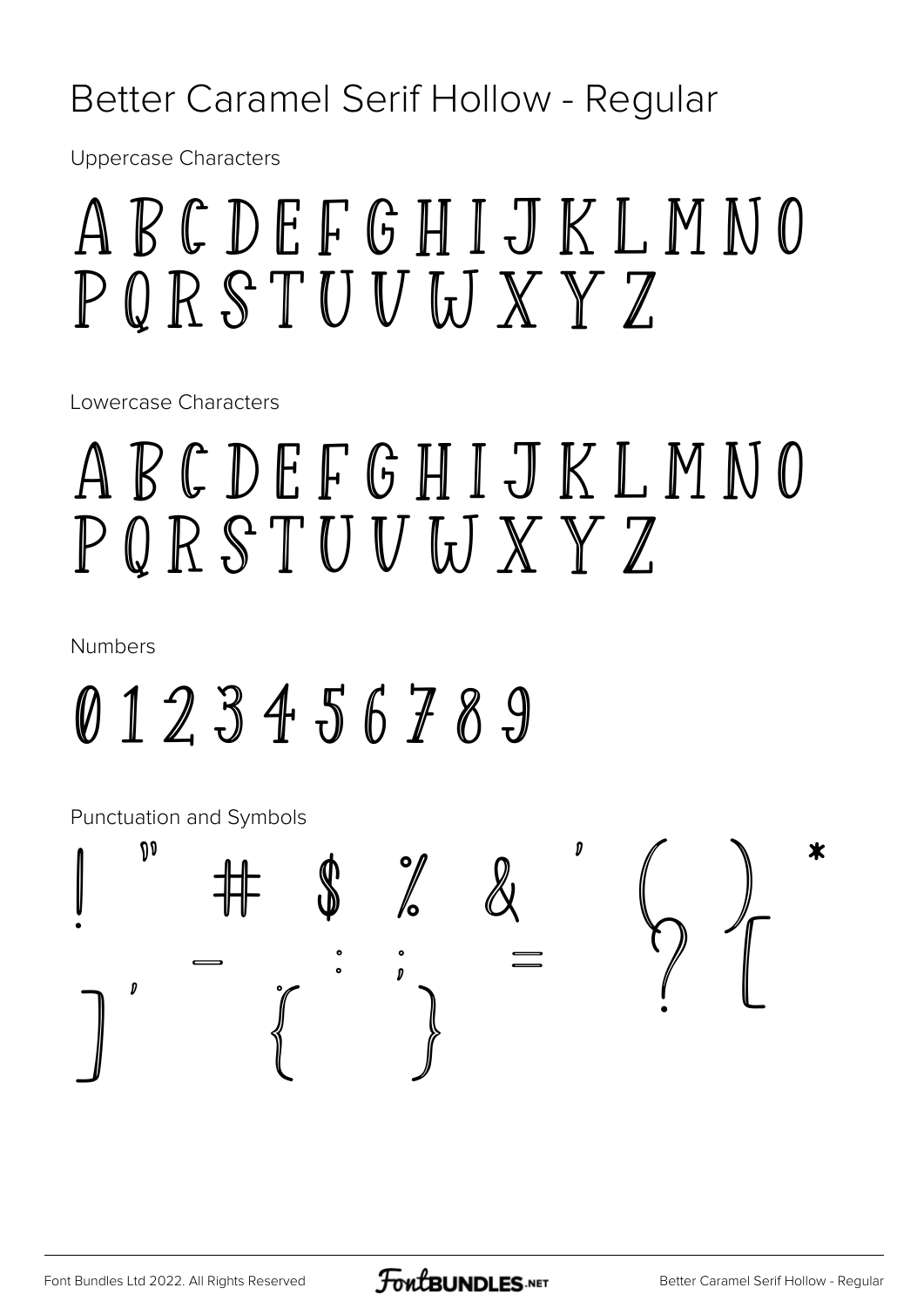# Better Caramel Serif Hollow - Regular

Uppercase Characters

A B C D E F G H I J K L M N O
P Q R S T U V W X Y Z

Lowercase Characters

A B C D E F G H I J K L M N O
P Q R S T U V W X Y Z

Numbers

0 1 2 3 4 5 6 7 8 9

Punctuation and Symbols

! " # $ % & ' ( ) *
- : ; = ? [
] ' { }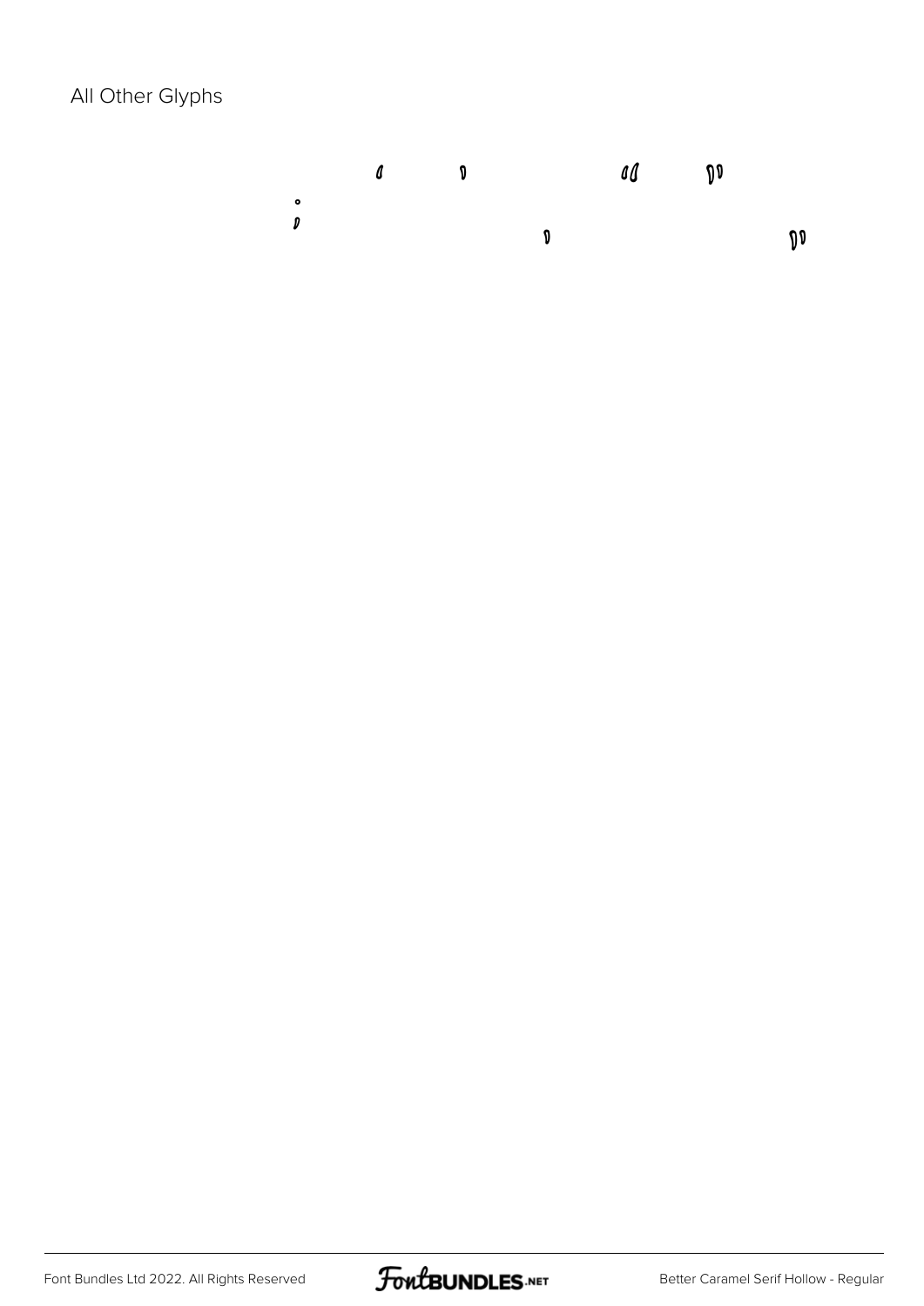All Other Glyphs

‘ ’ “ ”

; ’ ”